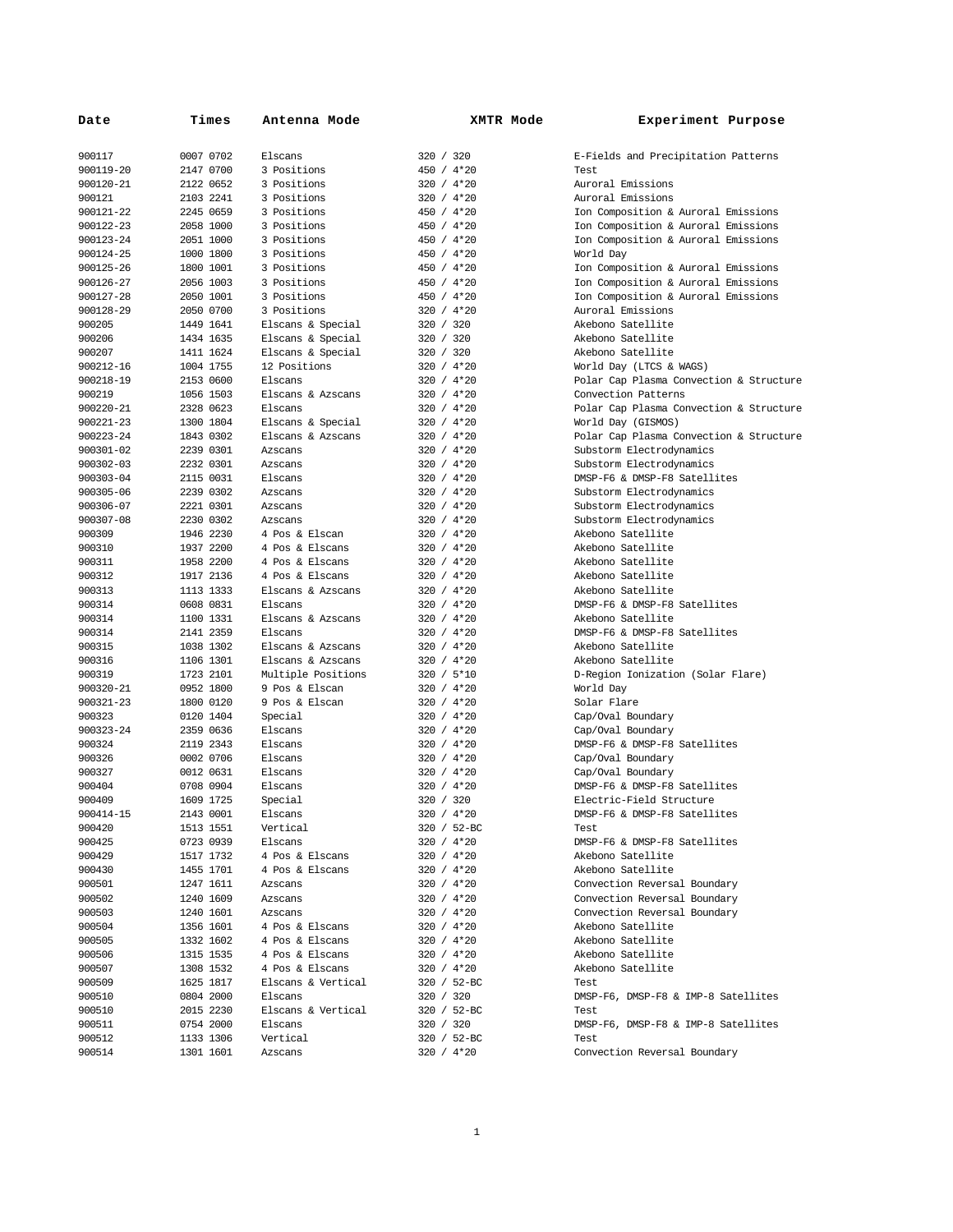| Date | Times | Antenna Mode | XMTR Mode | Experiment Purpose |
|---|---|---|---|---|
| 900117 | 0007 0702 | Elscans | 320 / 320 | E-Fields and Precipitation Patterns |
| 900119-20 | 2147 0700 | 3 Positions | 450 / 4*20 | Test |
| 900120-21 | 2122 0652 | 3 Positions | 320 / 4*20 | Auroral Emissions |
| 900121 | 2103 2241 | 3 Positions | 320 / 4*20 | Auroral Emissions |
| 900121-22 | 2245 0659 | 3 Positions | 450 / 4*20 | Ion Composition & Auroral Emissions |
| 900122-23 | 2058 1000 | 3 Positions | 450 / 4*20 | Ion Composition & Auroral Emissions |
| 900123-24 | 2051 1000 | 3 Positions | 450 / 4*20 | Ion Composition & Auroral Emissions |
| 900124-25 | 1000 1800 | 3 Positions | 450 / 4*20 | World Day |
| 900125-26 | 1800 1001 | 3 Positions | 450 / 4*20 | Ion Composition & Auroral Emissions |
| 900126-27 | 2056 1003 | 3 Positions | 450 / 4*20 | Ion Composition & Auroral Emissions |
| 900127-28 | 2050 1001 | 3 Positions | 450 / 4*20 | Ion Composition & Auroral Emissions |
| 900128-29 | 2050 0700 | 3 Positions | 320 / 4*20 | Auroral Emissions |
| 900205 | 1449 1641 | Elscans & Special | 320 / 320 | Akebono Satellite |
| 900206 | 1434 1635 | Elscans & Special | 320 / 320 | Akebono Satellite |
| 900207 | 1411 1624 | Elscans & Special | 320 / 320 | Akebono Satellite |
| 900212-16 | 1004 1755 | 12 Positions | 320 / 4*20 | World Day (LTCS & WAGS) |
| 900218-19 | 2153 0600 | Elscans | 320 / 4*20 | Polar Cap Plasma Convection & Structure |
| 900219 | 1056 1503 | Elscans & Azscans | 320 / 4*20 | Convection Patterns |
| 900220-21 | 2328 0623 | Elscans | 320 / 4*20 | Polar Cap Plasma Convection & Structure |
| 900221-23 | 1300 1804 | Elscans & Special | 320 / 4*20 | World Day (GISMOS) |
| 900223-24 | 1843 0302 | Elscans & Azscans | 320 / 4*20 | Polar Cap Plasma Convection & Structure |
| 900301-02 | 2239 0301 | Azscans | 320 / 4*20 | Substorm Electrodynamics |
| 900302-03 | 2232 0301 | Azscans | 320 / 4*20 | Substorm Electrodynamics |
| 900303-04 | 2115 0031 | Elscans | 320 / 4*20 | DMSP-F6 & DMSP-F8 Satellites |
| 900305-06 | 2239 0302 | Azscans | 320 / 4*20 | Substorm Electrodynamics |
| 900306-07 | 2221 0301 | Azscans | 320 / 4*20 | Substorm Electrodynamics |
| 900307-08 | 2230 0302 | Azscans | 320 / 4*20 | Substorm Electrodynamics |
| 900309 | 1946 2230 | 4 Pos & Elscan | 320 / 4*20 | Akebono Satellite |
| 900310 | 1937 2200 | 4 Pos & Elscans | 320 / 4*20 | Akebono Satellite |
| 900311 | 1958 2200 | 4 Pos & Elscans | 320 / 4*20 | Akebono Satellite |
| 900312 | 1917 2136 | 4 Pos & Elscans | 320 / 4*20 | Akebono Satellite |
| 900313 | 1113 1333 | Elscans & Azscans | 320 / 4*20 | Akebono Satellite |
| 900314 | 0608 0831 | Elscans | 320 / 4*20 | DMSP-F6 & DMSP-F8 Satellites |
| 900314 | 1100 1331 | Elscans & Azscans | 320 / 4*20 | Akebono Satellite |
| 900314 | 2141 2359 | Elscans | 320 / 4*20 | DMSP-F6 & DMSP-F8 Satellites |
| 900315 | 1038 1302 | Elscans & Azscans | 320 / 4*20 | Akebono Satellite |
| 900316 | 1106 1301 | Elscans & Azscans | 320 / 4*20 | Akebono Satellite |
| 900319 | 1723 2101 | Multiple Positions | 320 / 5*10 | D-Region Ionization (Solar Flare) |
| 900320-21 | 0952 1800 | 9 Pos & Elscan | 320 / 4*20 | World Day |
| 900321-23 | 1800 0120 | 9 Pos & Elscan | 320 / 4*20 | Solar Flare |
| 900323 | 0120 1404 | Special | 320 / 4*20 | Cap/Oval Boundary |
| 900323-24 | 2359 0636 | Elscans | 320 / 4*20 | Cap/Oval Boundary |
| 900324 | 2119 2343 | Elscans | 320 / 4*20 | DMSP-F6 & DMSP-F8 Satellites |
| 900326 | 0002 0706 | Elscans | 320 / 4*20 | Cap/Oval Boundary |
| 900327 | 0012 0631 | Elscans | 320 / 4*20 | Cap/Oval Boundary |
| 900404 | 0708 0904 | Elscans | 320 / 4*20 | DMSP-F6 & DMSP-F8 Satellites |
| 900409 | 1609 1725 | Special | 320 / 320 | Electric-Field Structure |
| 900414-15 | 2143 0001 | Elscans | 320 / 4*20 | DMSP-F6 & DMSP-F8 Satellites |
| 900420 | 1513 1551 | Vertical | 320 / 52-BC | Test |
| 900425 | 0723 0939 | Elscans | 320 / 4*20 | DMSP-F6 & DMSP-F8 Satellites |
| 900429 | 1517 1732 | 4 Pos & Elscans | 320 / 4*20 | Akebono Satellite |
| 900430 | 1455 1701 | 4 Pos & Elscans | 320 / 4*20 | Akebono Satellite |
| 900501 | 1247 1611 | Azscans | 320 / 4*20 | Convection Reversal Boundary |
| 900502 | 1240 1609 | Azscans | 320 / 4*20 | Convection Reversal Boundary |
| 900503 | 1240 1601 | Azscans | 320 / 4*20 | Convection Reversal Boundary |
| 900504 | 1356 1601 | 4 Pos & Elscans | 320 / 4*20 | Akebono Satellite |
| 900505 | 1332 1602 | 4 Pos & Elscans | 320 / 4*20 | Akebono Satellite |
| 900506 | 1315 1535 | 4 Pos & Elscans | 320 / 4*20 | Akebono Satellite |
| 900507 | 1308 1532 | 4 Pos & Elscans | 320 / 4*20 | Akebono Satellite |
| 900509 | 1625 1817 | Elscans & Vertical | 320 / 52-BC | Test |
| 900510 | 0804 2000 | Elscans | 320 / 320 | DMSP-F6, DMSP-F8 & IMP-8 Satellites |
| 900510 | 2015 2230 | Elscans & Vertical | 320 / 52-BC | Test |
| 900511 | 0754 2000 | Elscans | 320 / 320 | DMSP-F6, DMSP-F8 & IMP-8 Satellites |
| 900512 | 1133 1306 | Vertical | 320 / 52-BC | Test |
| 900514 | 1301 1601 | Azscans | 320 / 4*20 | Convection Reversal Boundary |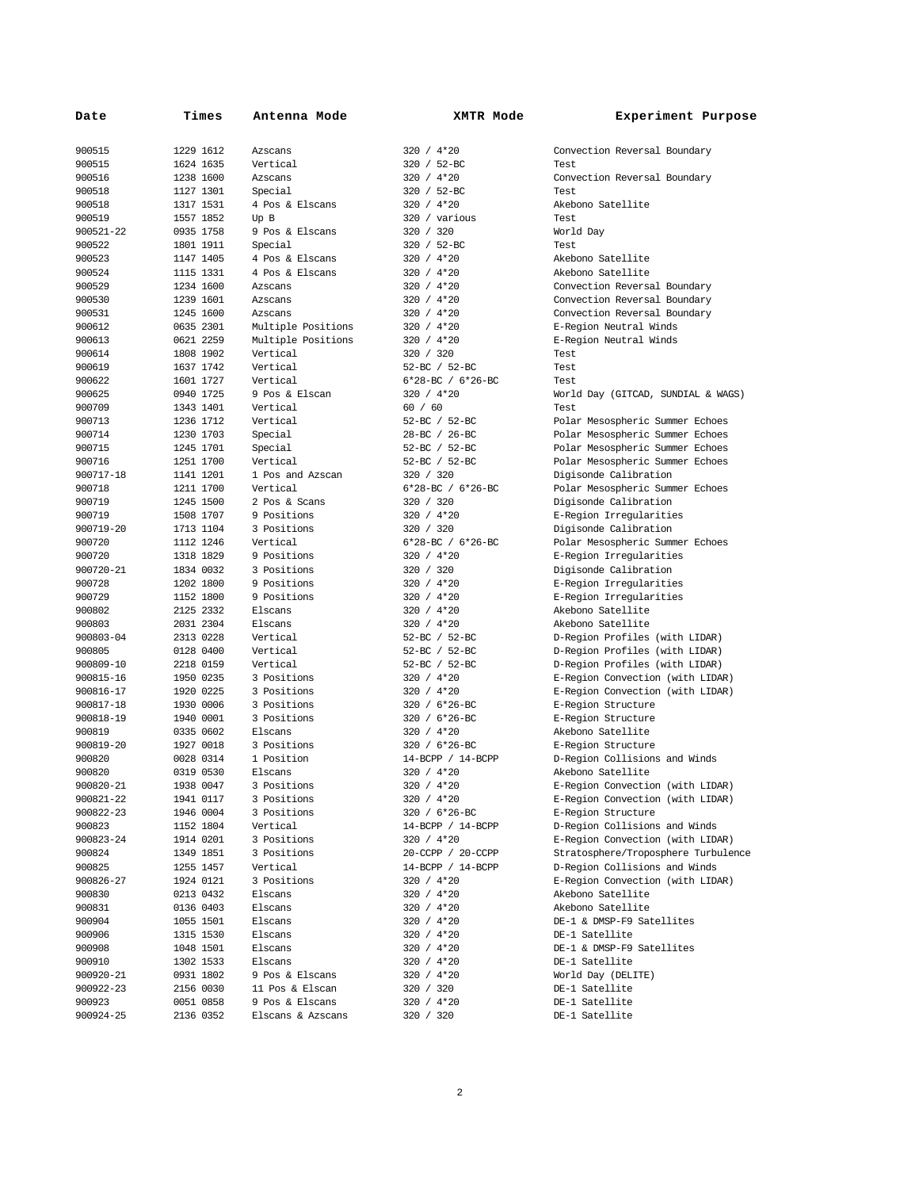| Date | Times | Antenna Mode | XMTR Mode | Experiment Purpose |
|---|---|---|---|---|
| 900515 | 1229 1612 | Azscans | 320 / 4*20 | Convection Reversal Boundary |
| 900515 | 1624 1635 | Vertical | 320 / 52-BC | Test |
| 900516 | 1238 1600 | Azscans | 320 / 4*20 | Convection Reversal Boundary |
| 900518 | 1127 1301 | Special | 320 / 52-BC | Test |
| 900518 | 1317 1531 | 4 Pos & Elscans | 320 / 4*20 | Akebono Satellite |
| 900519 | 1557 1852 | Up B | 320 / various | Test |
| 900521-22 | 0935 1758 | 9 Pos & Elscans | 320 / 320 | World Day |
| 900522 | 1801 1911 | Special | 320 / 52-BC | Test |
| 900523 | 1147 1405 | 4 Pos & Elscans | 320 / 4*20 | Akebono Satellite |
| 900524 | 1115 1331 | 4 Pos & Elscans | 320 / 4*20 | Akebono Satellite |
| 900529 | 1234 1600 | Azscans | 320 / 4*20 | Convection Reversal Boundary |
| 900530 | 1239 1601 | Azscans | 320 / 4*20 | Convection Reversal Boundary |
| 900531 | 1245 1600 | Azscans | 320 / 4*20 | Convection Reversal Boundary |
| 900612 | 0635 2301 | Multiple Positions | 320 / 4*20 | E-Region Neutral Winds |
| 900613 | 0621 2259 | Multiple Positions | 320 / 4*20 | E-Region Neutral Winds |
| 900614 | 1808 1902 | Vertical | 320 / 320 | Test |
| 900619 | 1637 1742 | Vertical | 52-BC / 52-BC | Test |
| 900622 | 1601 1727 | Vertical | 6*28-BC / 6*26-BC | Test |
| 900625 | 0940 1725 | 9 Pos & Elscan | 320 / 4*20 | World Day (GITCAD, SUNDIAL & WAGS) |
| 900709 | 1343 1401 | Vertical | 60 / 60 | Test |
| 900713 | 1236 1712 | Vertical | 52-BC / 52-BC | Polar Mesospheric Summer Echoes |
| 900714 | 1230 1703 | Special | 28-BC / 26-BC | Polar Mesospheric Summer Echoes |
| 900715 | 1245 1701 | Special | 52-BC / 52-BC | Polar Mesospheric Summer Echoes |
| 900716 | 1251 1700 | Vertical | 52-BC / 52-BC | Polar Mesospheric Summer Echoes |
| 900717-18 | 1141 1201 | 1 Pos and Azscan | 320 / 320 | Digisonde Calibration |
| 900718 | 1211 1700 | Vertical | 6*28-BC / 6*26-BC | Polar Mesospheric Summer Echoes |
| 900719 | 1245 1500 | 2 Pos & Scans | 320 / 320 | Digisonde Calibration |
| 900719 | 1508 1707 | 9 Positions | 320 / 4*20 | E-Region Irregularities |
| 900719-20 | 1713 1104 | 3 Positions | 320 / 320 | Digisonde Calibration |
| 900720 | 1112 1246 | Vertical | 6*28-BC / 6*26-BC | Polar Mesospheric Summer Echoes |
| 900720 | 1318 1829 | 9 Positions | 320 / 4*20 | E-Region Irregularities |
| 900720-21 | 1834 0032 | 3 Positions | 320 / 320 | Digisonde Calibration |
| 900728 | 1202 1800 | 9 Positions | 320 / 4*20 | E-Region Irregularities |
| 900729 | 1152 1800 | 9 Positions | 320 / 4*20 | E-Region Irregularities |
| 900802 | 2125 2332 | Elscans | 320 / 4*20 | Akebono Satellite |
| 900803 | 2031 2304 | Elscans | 320 / 4*20 | Akebono Satellite |
| 900803-04 | 2313 0228 | Vertical | 52-BC / 52-BC | D-Region Profiles (with LIDAR) |
| 900805 | 0128 0400 | Vertical | 52-BC / 52-BC | D-Region Profiles (with LIDAR) |
| 900809-10 | 2218 0159 | Vertical | 52-BC / 52-BC | D-Region Profiles (with LIDAR) |
| 900815-16 | 1950 0235 | 3 Positions | 320 / 4*20 | E-Region Convection (with LIDAR) |
| 900816-17 | 1920 0225 | 3 Positions | 320 / 4*20 | E-Region Convection (with LIDAR) |
| 900817-18 | 1930 0006 | 3 Positions | 320 / 6*26-BC | E-Region Structure |
| 900818-19 | 1940 0001 | 3 Positions | 320 / 6*26-BC | E-Region Structure |
| 900819 | 0335 0602 | Elscans | 320 / 4*20 | Akebono Satellite |
| 900819-20 | 1927 0018 | 3 Positions | 320 / 6*26-BC | E-Region Structure |
| 900820 | 0028 0314 | 1 Position | 14-BCPP / 14-BCPP | D-Region Collisions and Winds |
| 900820 | 0319 0530 | Elscans | 320 / 4*20 | Akebono Satellite |
| 900820-21 | 1938 0047 | 3 Positions | 320 / 4*20 | E-Region Convection (with LIDAR) |
| 900821-22 | 1941 0117 | 3 Positions | 320 / 4*20 | E-Region Convection (with LIDAR) |
| 900822-23 | 1946 0004 | 3 Positions | 320 / 6*26-BC | E-Region Structure |
| 900823 | 1152 1804 | Vertical | 14-BCPP / 14-BCPP | D-Region Collisions and Winds |
| 900823-24 | 1914 0201 | 3 Positions | 320 / 4*20 | E-Region Convection (with LIDAR) |
| 900824 | 1349 1851 | 3 Positions | 20-CCPP / 20-CCPP | Stratosphere/Troposphere Turbulence |
| 900825 | 1255 1457 | Vertical | 14-BCPP / 14-BCPP | D-Region Collisions and Winds |
| 900826-27 | 1924 0121 | 3 Positions | 320 / 4*20 | E-Region Convection (with LIDAR) |
| 900830 | 0213 0432 | Elscans | 320 / 4*20 | Akebono Satellite |
| 900831 | 0136 0403 | Elscans | 320 / 4*20 | Akebono Satellite |
| 900904 | 1055 1501 | Elscans | 320 / 4*20 | DE-1 & DMSP-F9 Satellites |
| 900906 | 1315 1530 | Elscans | 320 / 4*20 | DE-1 Satellite |
| 900908 | 1048 1501 | Elscans | 320 / 4*20 | DE-1 & DMSP-F9 Satellites |
| 900910 | 1302 1533 | Elscans | 320 / 4*20 | DE-1 Satellite |
| 900920-21 | 0931 1802 | 9 Pos & Elscans | 320 / 4*20 | World Day (DELITE) |
| 900922-23 | 2156 0030 | 11 Pos & Elscan | 320 / 320 | DE-1 Satellite |
| 900923 | 0051 0858 | 9 Pos & Elscans | 320 / 4*20 | DE-1 Satellite |
| 900924-25 | 2136 0352 | Elscans & Azscans | 320 / 320 | DE-1 Satellite |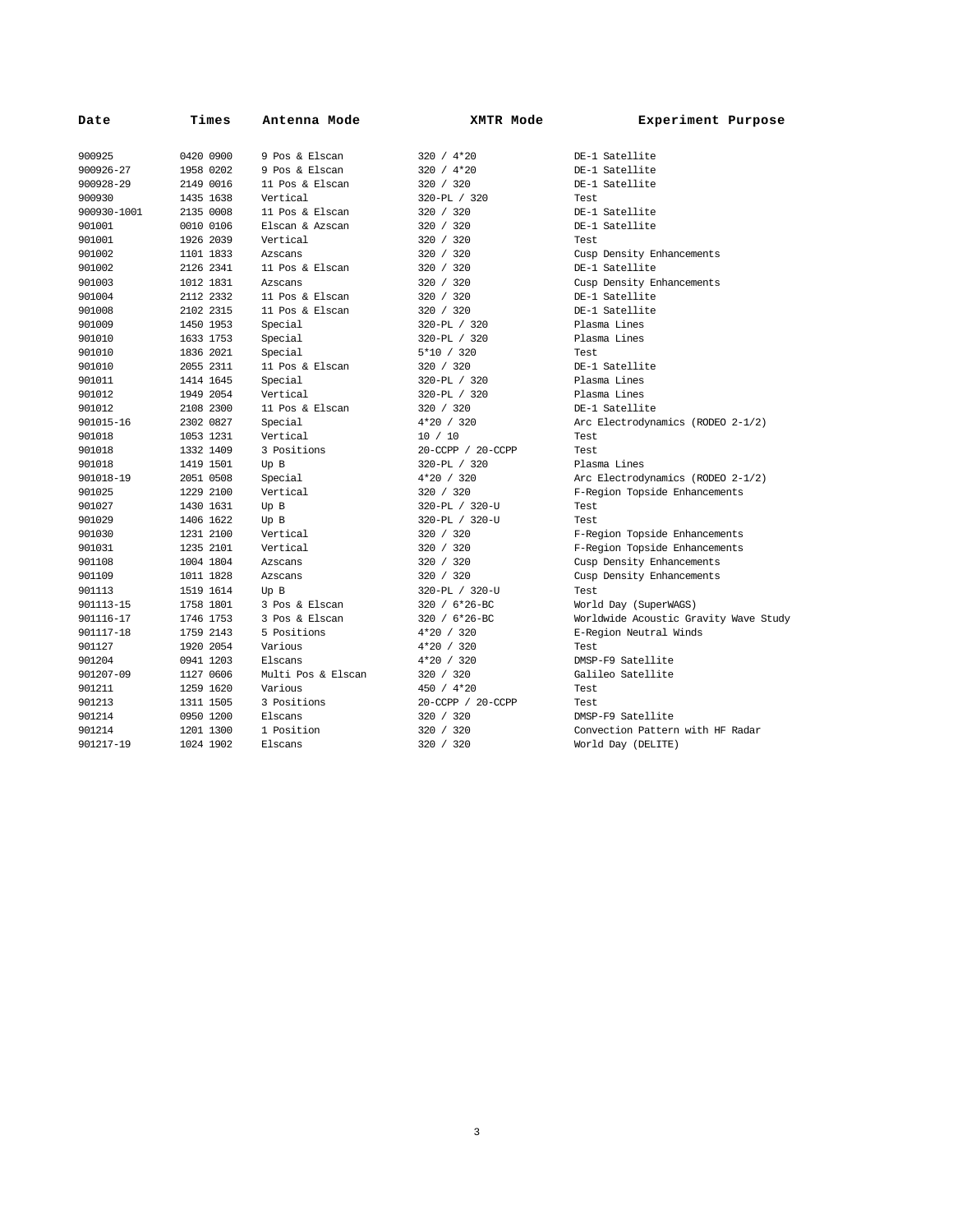| Date | Times | Antenna Mode | XMTR Mode | Experiment Purpose |
|---|---|---|---|---|
| 900925 | 0420 0900 | 9 Pos & Elscan | 320 / 4*20 | DE-1 Satellite |
| 900926-27 | 1958 0202 | 9 Pos & Elscan | 320 / 4*20 | DE-1 Satellite |
| 900928-29 | 2149 0016 | 11 Pos & Elscan | 320 / 320 | DE-1 Satellite |
| 900930 | 1435 1638 | Vertical | 320-PL / 320 | Test |
| 900930-1001 | 2135 0008 | 11 Pos & Elscan | 320 / 320 | DE-1 Satellite |
| 901001 | 0010 0106 | Elscan & Azscan | 320 / 320 | DE-1 Satellite |
| 901001 | 1926 2039 | Vertical | 320 / 320 | Test |
| 901002 | 1101 1833 | Azscans | 320 / 320 | Cusp Density Enhancements |
| 901002 | 2126 2341 | 11 Pos & Elscan | 320 / 320 | DE-1 Satellite |
| 901003 | 1012 1831 | Azscans | 320 / 320 | Cusp Density Enhancements |
| 901004 | 2112 2332 | 11 Pos & Elscan | 320 / 320 | DE-1 Satellite |
| 901008 | 2102 2315 | 11 Pos & Elscan | 320 / 320 | DE-1 Satellite |
| 901009 | 1450 1953 | Special | 320-PL / 320 | Plasma Lines |
| 901010 | 1633 1753 | Special | 320-PL / 320 | Plasma Lines |
| 901010 | 1836 2021 | Special | 5*10 / 320 | Test |
| 901010 | 2055 2311 | 11 Pos & Elscan | 320 / 320 | DE-1 Satellite |
| 901011 | 1414 1645 | Special | 320-PL / 320 | Plasma Lines |
| 901012 | 1949 2054 | Vertical | 320-PL / 320 | Plasma Lines |
| 901012 | 2108 2300 | 11 Pos & Elscan | 320 / 320 | DE-1 Satellite |
| 901015-16 | 2302 0827 | Special | 4*20 / 320 | Arc Electrodynamics (RODEO 2-1/2) |
| 901018 | 1053 1231 | Vertical | 10 / 10 | Test |
| 901018 | 1332 1409 | 3 Positions | 20-CCPP / 20-CCPP | Test |
| 901018 | 1419 1501 | Up B | 320-PL / 320 | Plasma Lines |
| 901018-19 | 2051 0508 | Special | 4*20 / 320 | Arc Electrodynamics (RODEO 2-1/2) |
| 901025 | 1229 2100 | Vertical | 320 / 320 | F-Region Topside Enhancements |
| 901027 | 1430 1631 | Up B | 320-PL / 320-U | Test |
| 901029 | 1406 1622 | Up B | 320-PL / 320-U | Test |
| 901030 | 1231 2100 | Vertical | 320 / 320 | F-Region Topside Enhancements |
| 901031 | 1235 2101 | Vertical | 320 / 320 | F-Region Topside Enhancements |
| 901108 | 1004 1804 | Azscans | 320 / 320 | Cusp Density Enhancements |
| 901109 | 1011 1828 | Azscans | 320 / 320 | Cusp Density Enhancements |
| 901113 | 1519 1614 | Up B | 320-PL / 320-U | Test |
| 901113-15 | 1758 1801 | 3 Pos & Elscan | 320 / 6*26-BC | World Day (SuperWAGS) |
| 901116-17 | 1746 1753 | 3 Pos & Elscan | 320 / 6*26-BC | Worldwide Acoustic Gravity Wave Study |
| 901117-18 | 1759 2143 | 5 Positions | 4*20 / 320 | E-Region Neutral Winds |
| 901127 | 1920 2054 | Various | 4*20 / 320 | Test |
| 901204 | 0941 1203 | Elscans | 4*20 / 320 | DMSP-F9 Satellite |
| 901207-09 | 1127 0606 | Multi Pos & Elscan | 320 / 320 | Galileo Satellite |
| 901211 | 1259 1620 | Various | 450 / 4*20 | Test |
| 901213 | 1311 1505 | 3 Positions | 20-CCPP / 20-CCPP | Test |
| 901214 | 0950 1200 | Elscans | 320 / 320 | DMSP-F9 Satellite |
| 901214 | 1201 1300 | 1 Position | 320 / 320 | Convection Pattern with HF Radar |
| 901217-19 | 1024 1902 | Elscans | 320 / 320 | World Day (DELITE) |